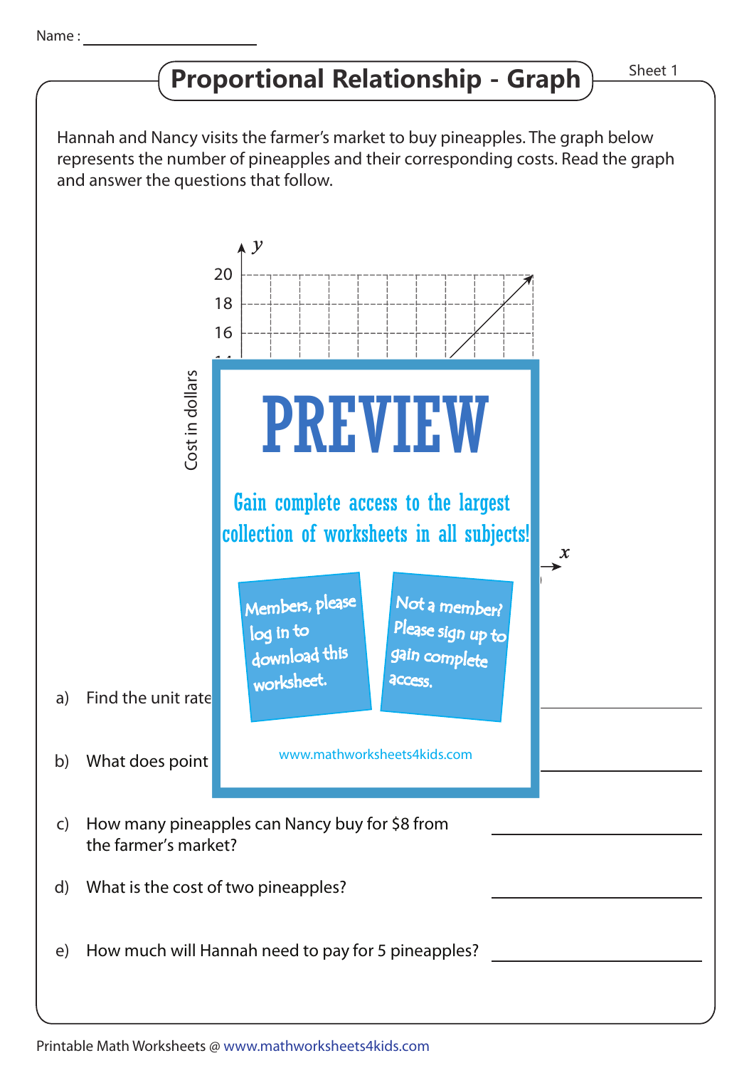Name : ________________

# Proportional Relationship - Graph

Sheet 1

Hannah and Nancy visits the farmer's market to buy pineapples. The graph below represents the number of pineapples and their corresponding costs. Read the graph and answer the questions that follow.

y

20

18

16

Cost in dollars

x

PREVIEW

Gain complete access to the largest collection of worksheets in all subjects!

Members, please log in to download this worksheet.

Not a member? Please sign up to gain complete access.

www.mathworksheets4kids.com

a) Find the unit rate ________________

b) What does point ________________

c) How many pineapples can Nancy buy for $8 from the farmer's market? ________________

d) What is the cost of two pineapples? ________________

e) How much will Hannah need to pay for 5 pineapples? ________________

Printable Math Worksheets @ www.mathworksheets4kids.com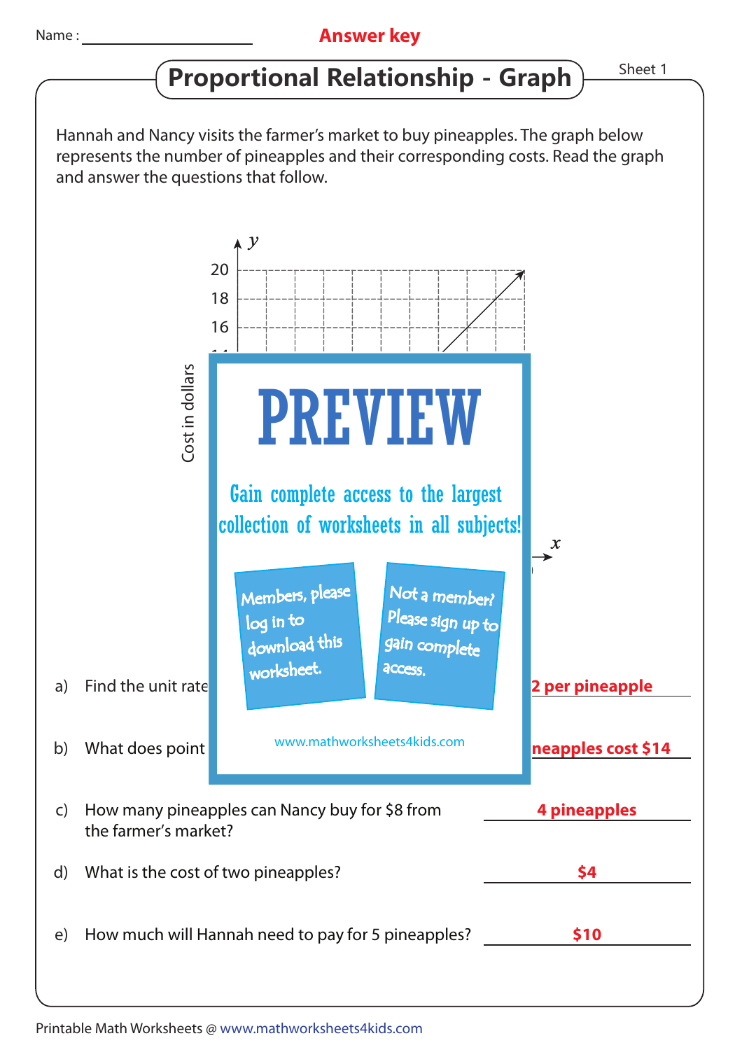Name : ____________________ **Answer key**

# Proportional Relationship - Graph

Sheet 1

Hannah and Nancy visits the farmer's market to buy pineapples. The graph below represents the number of pineapples and their corresponding costs. Read the graph and answer the questions that follow.

y

20

18

16

Cost in dollars

x

PREVIEW

Gain complete access to the largest collection of worksheets in all subjects!

Members, please log in to download this worksheet.

Not a member? Please sign up to gain complete access.

www.mathworksheets4kids.com

a) Find the unit rate **2 per pineapple**

b) What does point **neapples cost $14**

c) How many pineapples can Nancy buy for $8 from the farmer's market? **4 pineapples**

d) What is the cost of two pineapples? **$4**

e) How much will Hannah need to pay for 5 pineapples? **$10**

Printable Math Worksheets @ www.mathworksheets4kids.com